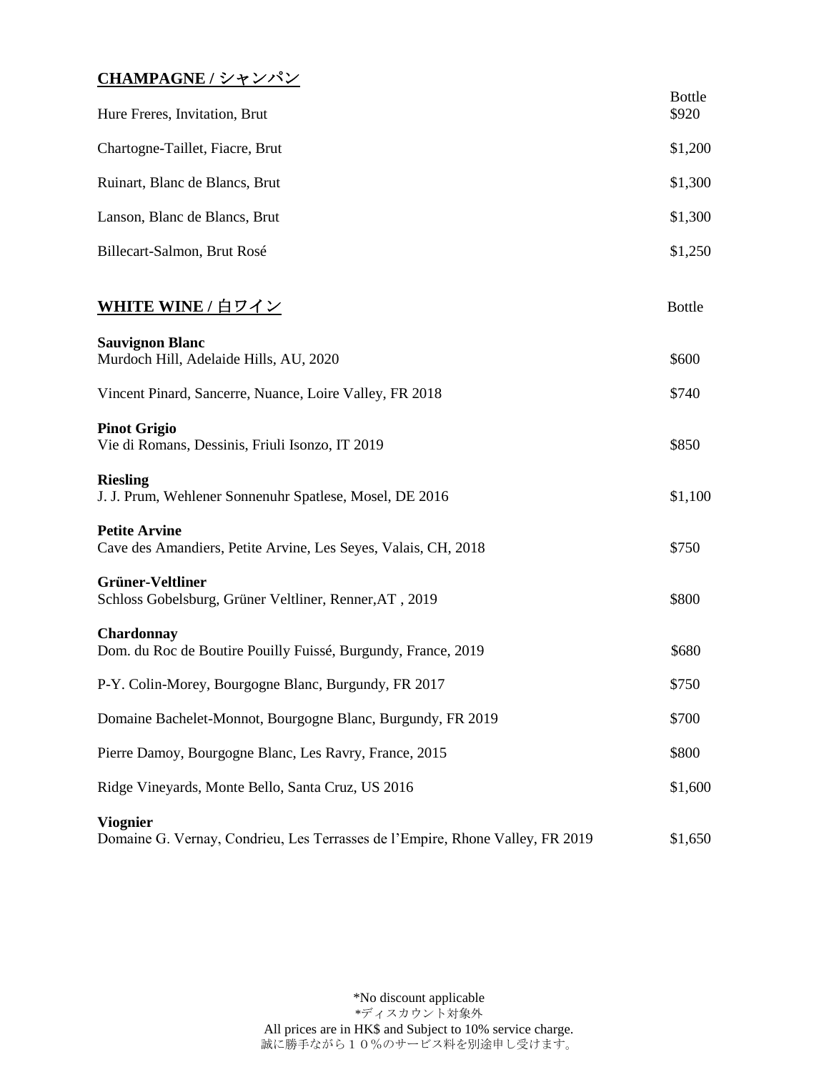## CHAMPAGNE / シャンパン

| | Bottle |
|---|---|
| Hure Freres, Invitation, Brut | $920 |
| Chartogne-Taillet, Fiacre, Brut | $1,200 |
| Ruinart, Blanc de Blancs, Brut | $1,300 |
| Lanson, Blanc de Blancs, Brut | $1,300 |
| Billecart-Salmon, Brut Rosé | $1,250 |

## WHITE WINE / 白ワイン

| | Bottle |
|---|---|
| **Sauvignon Blanc** | |
| Murdoch Hill, Adelaide Hills, AU, 2020 | $600 |
| Vincent Pinard, Sancerre, Nuance, Loire Valley, FR 2018 | $740 |
| **Pinot Grigio** | |
| Vie di Romans, Dessinis, Friuli Isonzo, IT 2019 | $850 |
| **Riesling** | |
| J. J. Prum, Wehlener Sonnenuhr Spatlese, Mosel, DE 2016 | $1,100 |
| **Petite Arvine** | |
| Cave des Amandiers, Petite Arvine, Les Seyes, Valais, CH, 2018 | $750 |
| **Grüner-Veltliner** | |
| Schloss Gobelsburg, Grüner Veltliner, Renner,AT , 2019 | $800 |
| **Chardonnay** | |
| Dom. du Roc de Boutire Pouilly Fuissé, Burgundy, France, 2019 | $680 |
| P-Y. Colin-Morey, Bourgogne Blanc, Burgundy, FR 2017 | $750 |
| Domaine Bachelet-Monnot, Bourgogne Blanc, Burgundy, FR 2019 | $700 |
| Pierre Damoy, Bourgogne Blanc, Les Ravry, France, 2015 | $800 |
| Ridge Vineyards, Monte Bello, Santa Cruz, US 2016 | $1,600 |
| **Viognier** | |
| Domaine G. Vernay, Condrieu, Les Terrasses de l'Empire, Rhone Valley, FR 2019 | $1,650 |

*No discount applicable
*ディスカウント対象外
All prices are in HK$ and Subject to 10% service charge.
誠に勝手ながら１０%のサービス料を別途申し受けます。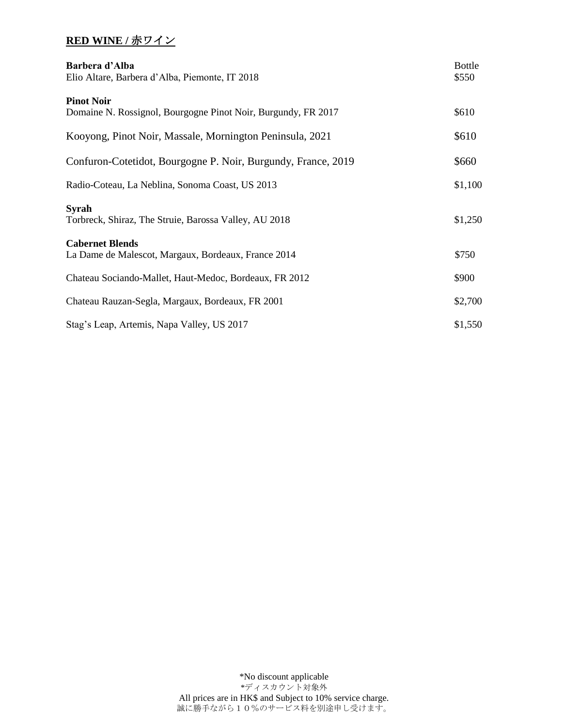## RED WINE / 赤ワイン

| | |
|---|---|
| **Barbera d'Alba** | Bottle |
| Elio Altare, Barbera d'Alba, Piemonte, IT 2018 | $550 |
| **Pinot Noir** | |
| Domaine N. Rossignol, Bourgogne Pinot Noir, Burgundy, FR 2017 | $610 |
| Kooyong, Pinot Noir, Massale, Mornington Peninsula, 2021 | $610 |
| Confuron-Cotetidot, Bourgogne P. Noir, Burgundy, France, 2019 | $660 |
| Radio-Coteau, La Neblina, Sonoma Coast, US 2013 | $1,100 |
| **Syrah** | |
| Torbreck, Shiraz, The Struie, Barossa Valley, AU 2018 | $1,250 |
| **Cabernet Blends** | |
| La Dame de Malescot, Margaux, Bordeaux, France 2014 | $750 |
| Chateau Sociando-Mallet, Haut-Medoc, Bordeaux, FR 2012 | $900 |
| Chateau Rauzan-Segla, Margaux, Bordeaux, FR 2001 | $2,700 |
| Stag's Leap, Artemis, Napa Valley, US 2017 | $1,550 |

*No discount applicable
*ディスカウント対象外
All prices are in HK$ and Subject to 10% service charge.
誠に勝手ながら１０%のサービス料を別途申し受けます。